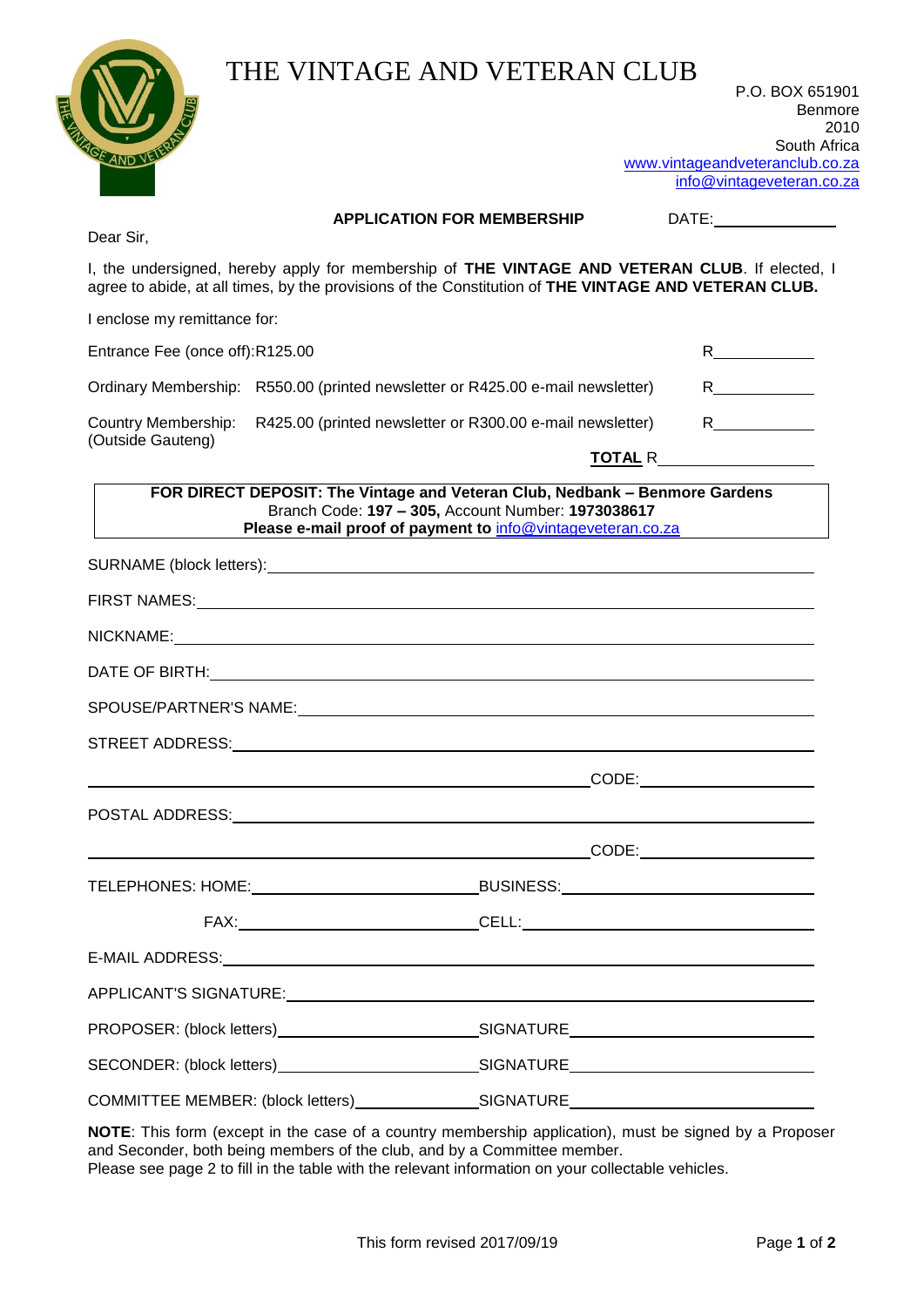# THE VINTAGE AND VETERAN CLUB

P.O. BOX 651901
Benmore
2010
South Africa
www.vintageandveteranclub.co.za
info@vintageveteran.co.za

**APPLICATION FOR MEMBERSHIP** DATE:________________

Dear Sir,

I, the undersigned, hereby apply for membership of **THE VINTAGE AND VETERAN CLUB**. If elected, I agree to abide, at all times, by the provisions of the Constitution of **THE VINTAGE AND VETERAN CLUB.**

I enclose my remittance for:

| | | |
|---|---|---|
| Entrance Fee (once off): R125.00 | | R____________ |
| Ordinary Membership: | R550.00 (printed newsletter or R425.00 e-mail newsletter) | R____________ |
| Country Membership: (Outside Gauteng) | R425.00 (printed newsletter or R300.00 e-mail newsletter) | R____________ |
| | **TOTAL** | R____________________ |

> **FOR DIRECT DEPOSIT: The Vintage and Veteran Club, Nedbank – Benmore Gardens**
> Branch Code: **197 – 305,** Account Number: **1973038617**
> **Please e-mail proof of payment to** info@vintageveteran.co.za

SURNAME (block letters):____________________________________________

FIRST NAMES:____________________________________________

NICKNAME:____________________________________________

DATE OF BIRTH:____________________________________________

SPOUSE/PARTNER'S NAME:____________________________________________

STREET ADDRESS:____________________________________________

____________________________________________ CODE:______________

POSTAL ADDRESS:____________________________________________

____________________________________________ CODE:______________

TELEPHONES: HOME:______________________ BUSINESS:______________________

FAX:______________________ CELL:______________________

E-MAIL ADDRESS:____________________________________________

APPLICANT'S SIGNATURE:____________________________________________

PROPOSER: (block letters)______________________ SIGNATURE______________________

SECONDER: (block letters)______________________ SIGNATURE______________________

COMMITTEE MEMBER: (block letters)______________ SIGNATURE______________________

**NOTE**: This form (except in the case of a country membership application), must be signed by a Proposer and Seconder, both being members of the club, and by a Committee member.
Please see page 2 to fill in the table with the relevant information on your collectable vehicles.

This form revised 2017/09/19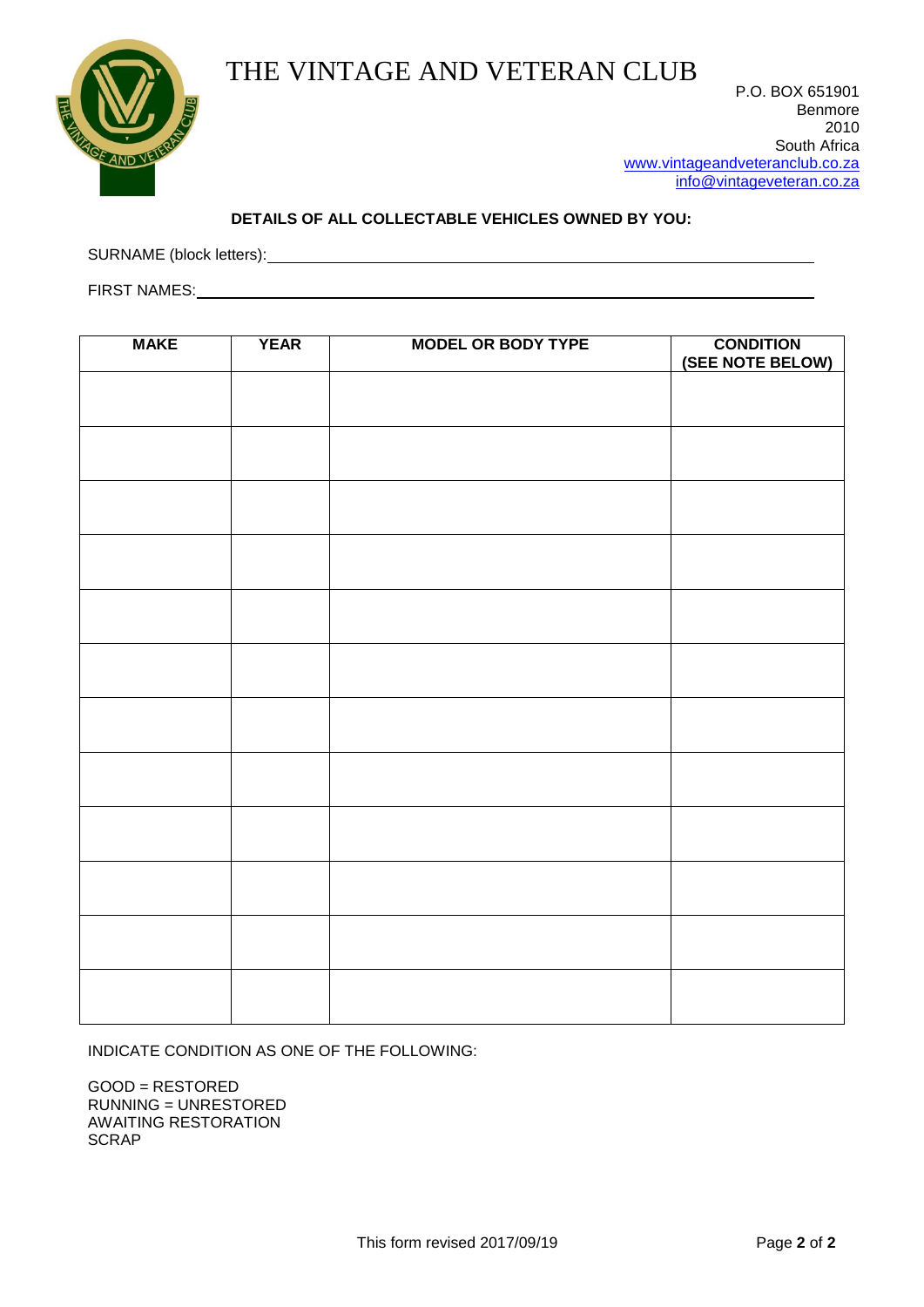# THE VINTAGE AND VETERAN CLUB

P.O. BOX 651901
Benmore
2010
South Africa
www.vintageandveteranclub.co.za
info@vintageveteran.co.za

**DETAILS OF ALL COLLECTABLE VEHICLES OWNED BY YOU:**

SURNAME (block letters): ______________________________

FIRST NAMES: ______________________________

| MAKE | YEAR | MODEL OR BODY TYPE | CONDITION (SEE NOTE BELOW) |
|---|---|---|---|
| | | | |
| | | | |
| | | | |
| | | | |
| | | | |
| | | | |
| | | | |
| | | | |
| | | | |
| | | | |
| | | | |
| | | | |

INDICATE CONDITION AS ONE OF THE FOLLOWING:

GOOD = RESTORED
RUNNING = UNRESTORED
AWAITING RESTORATION
SCRAP

This form revised 2017/09/19